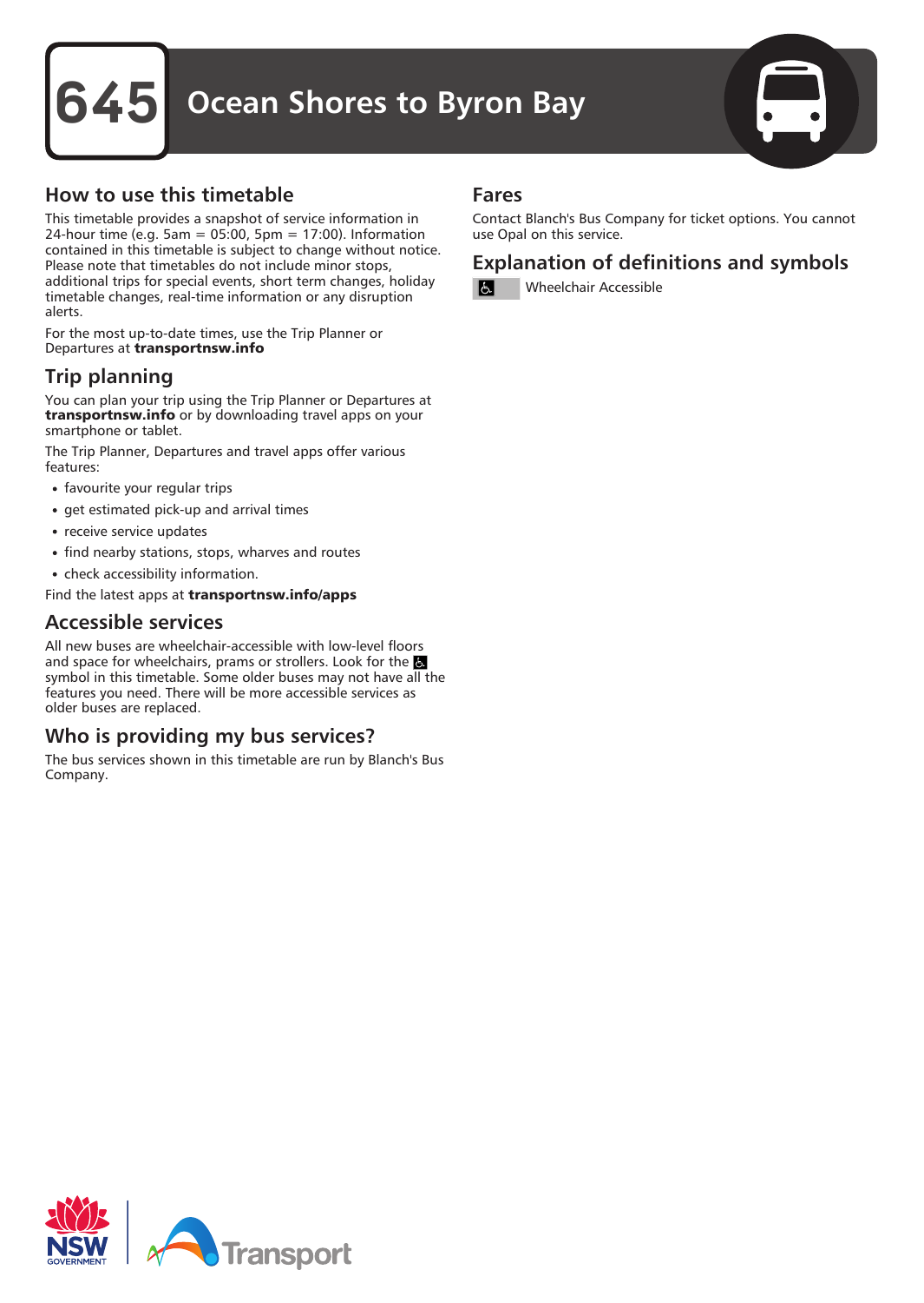# 645 Ocean Shores to Byron Bay

## How to use this timetable

This timetable provides a snapshot of service information in 24-hour time (e.g. 5am = 05:00, 5pm = 17:00). Information contained in this timetable is subject to change without notice. Please note that timetables do not include minor stops, additional trips for special events, short term changes, holiday timetable changes, real-time information or any disruption alerts.

For the most up-to-date times, use the Trip Planner or Departures at **transportnsw.info**

## Trip planning

You can plan your trip using the Trip Planner or Departures at **transportnsw.info** or by downloading travel apps on your smartphone or tablet.

The Trip Planner, Departures and travel apps offer various features:

- favourite your regular trips
- get estimated pick-up and arrival times
- receive service updates
- find nearby stations, stops, wharves and routes
- check accessibility information.

Find the latest apps at **transportnsw.info/apps**

## Accessible services

All new buses are wheelchair-accessible with low-level floors and space for wheelchairs, prams or strollers. Look for the ♿ symbol in this timetable. Some older buses may not have all the features you need. There will be more accessible services as older buses are replaced.

## Who is providing my bus services?

The bus services shown in this timetable are run by Blanch's Bus Company.

## Fares

Contact Blanch's Bus Company for ticket options. You cannot use Opal on this service.

## Explanation of definitions and symbols

♿ Wheelchair Accessible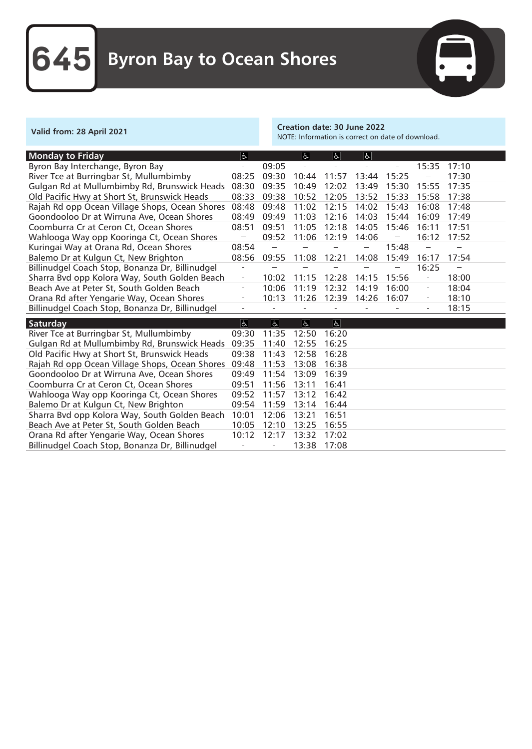# 645 Byron Bay to Ocean Shores

**Valid from: 28 April 2021**

**Creation date: 30 June 2022**
NOTE: Information is correct on date of download.

| Monday to Friday | ♿ | | ♿ | ♿ | ♿ | | | |
|---|---|---|---|---|---|---|---|---|
| Byron Bay Interchange, Byron Bay | - | 09:05 | - | - | - | - | 15:35 | 17:10 |
| River Tce at Burringbar St, Mullumbimby | 08:25 | 09:30 | 10:44 | 11:57 | 13:44 | 15:25 | – | 17:30 |
| Gulgan Rd at Mullumbimby Rd, Brunswick Heads | 08:30 | 09:35 | 10:49 | 12:02 | 13:49 | 15:30 | 15:55 | 17:35 |
| Old Pacific Hwy at Short St, Brunswick Heads | 08:33 | 09:38 | 10:52 | 12:05 | 13:52 | 15:33 | 15:58 | 17:38 |
| Rajah Rd opp Ocean Village Shops, Ocean Shores | 08:48 | 09:48 | 11:02 | 12:15 | 14:02 | 15:43 | 16:08 | 17:48 |
| Goondooloo Dr at Wirruna Ave, Ocean Shores | 08:49 | 09:49 | 11:03 | 12:16 | 14:03 | 15:44 | 16:09 | 17:49 |
| Coomburra Cr at Ceron Ct, Ocean Shores | 08:51 | 09:51 | 11:05 | 12:18 | 14:05 | 15:46 | 16:11 | 17:51 |
| Wahlooga Way opp Kooringa Ct, Ocean Shores | – | 09:52 | 11:06 | 12:19 | 14:06 | – | 16:12 | 17:52 |
| Kuringai Way at Orana Rd, Ocean Shores | 08:54 | – | – | – | – | 15:48 | – | – |
| Balemo Dr at Kulgun Ct, New Brighton | 08:56 | 09:55 | 11:08 | 12:21 | 14:08 | 15:49 | 16:17 | 17:54 |
| Billinudgel Coach Stop, Bonanza Dr, Billinudgel | - | – | – | – | – | – | 16:25 | – |
| Sharra Bvd opp Kolora Way, South Golden Beach | - | 10:02 | 11:15 | 12:28 | 14:15 | 15:56 | - | 18:00 |
| Beach Ave at Peter St, South Golden Beach | - | 10:06 | 11:19 | 12:32 | 14:19 | 16:00 | - | 18:04 |
| Orana Rd after Yengarie Way, Ocean Shores | - | 10:13 | 11:26 | 12:39 | 14:26 | 16:07 | - | 18:10 |
| Billinudgel Coach Stop, Bonanza Dr, Billinudgel | - | - | - | - | - | - | - | 18:15 |

| Saturday | ♿ | ♿ | ♿ | ♿ |
|---|---|---|---|---|
| River Tce at Burringbar St, Mullumbimby | 09:30 | 11:35 | 12:50 | 16:20 |
| Gulgan Rd at Mullumbimby Rd, Brunswick Heads | 09:35 | 11:40 | 12:55 | 16:25 |
| Old Pacific Hwy at Short St, Brunswick Heads | 09:38 | 11:43 | 12:58 | 16:28 |
| Rajah Rd opp Ocean Village Shops, Ocean Shores | 09:48 | 11:53 | 13:08 | 16:38 |
| Goondooloo Dr at Wirruna Ave, Ocean Shores | 09:49 | 11:54 | 13:09 | 16:39 |
| Coomburra Cr at Ceron Ct, Ocean Shores | 09:51 | 11:56 | 13:11 | 16:41 |
| Wahlooga Way opp Kooringa Ct, Ocean Shores | 09:52 | 11:57 | 13:12 | 16:42 |
| Balemo Dr at Kulgun Ct, New Brighton | 09:54 | 11:59 | 13:14 | 16:44 |
| Sharra Bvd opp Kolora Way, South Golden Beach | 10:01 | 12:06 | 13:21 | 16:51 |
| Beach Ave at Peter St, South Golden Beach | 10:05 | 12:10 | 13:25 | 16:55 |
| Orana Rd after Yengarie Way, Ocean Shores | 10:12 | 12:17 | 13:32 | 17:02 |
| Billinudgel Coach Stop, Bonanza Dr, Billinudgel | - | - | 13:38 | 17:08 |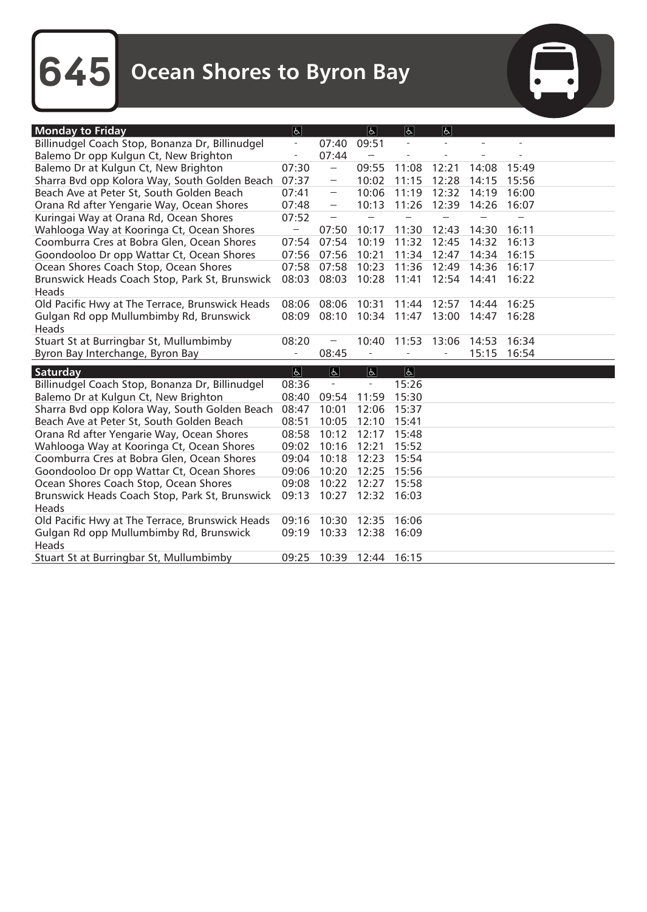# 645 Ocean Shores to Byron Bay

| Monday to Friday | ♿ | | ♿ | ♿ | ♿ | | |
|---|---|---|---|---|---|---|---|
| Billinudgel Coach Stop, Bonanza Dr, Billinudgel | - | 07:40 | 09:51 | - | - | - | - |
| Balemo Dr opp Kulgun Ct, New Brighton | - | 07:44 | – | - | - | - | - |
| Balemo Dr at Kulgun Ct, New Brighton | 07:30 | – | 09:55 | 11:08 | 12:21 | 14:08 | 15:49 |
| Sharra Bvd opp Kolora Way, South Golden Beach | 07:37 | – | 10:02 | 11:15 | 12:28 | 14:15 | 15:56 |
| Beach Ave at Peter St, South Golden Beach | 07:41 | – | 10:06 | 11:19 | 12:32 | 14:19 | 16:00 |
| Orana Rd after Yengarie Way, Ocean Shores | 07:48 | – | 10:13 | 11:26 | 12:39 | 14:26 | 16:07 |
| Kuringai Way at Orana Rd, Ocean Shores | 07:52 | – | – | – | – | – | – |
| Wahlooga Way at Kooringa Ct, Ocean Shores | – | 07:50 | 10:17 | 11:30 | 12:43 | 14:30 | 16:11 |
| Coomburra Cres at Bobra Glen, Ocean Shores | 07:54 | 07:54 | 10:19 | 11:32 | 12:45 | 14:32 | 16:13 |
| Goondooloo Dr opp Wattar Ct, Ocean Shores | 07:56 | 07:56 | 10:21 | 11:34 | 12:47 | 14:34 | 16:15 |
| Ocean Shores Coach Stop, Ocean Shores | 07:58 | 07:58 | 10:23 | 11:36 | 12:49 | 14:36 | 16:17 |
| Brunswick Heads Coach Stop, Park St, Brunswick Heads | 08:03 | 08:03 | 10:28 | 11:41 | 12:54 | 14:41 | 16:22 |
| Old Pacific Hwy at The Terrace, Brunswick Heads | 08:06 | 08:06 | 10:31 | 11:44 | 12:57 | 14:44 | 16:25 |
| Gulgan Rd opp Mullumbimby Rd, Brunswick Heads | 08:09 | 08:10 | 10:34 | 11:47 | 13:00 | 14:47 | 16:28 |
| Stuart St at Burringbar St, Mullumbimby | 08:20 | – | 10:40 | 11:53 | 13:06 | 14:53 | 16:34 |
| Byron Bay Interchange, Byron Bay | - | 08:45 | - | - | - | 15:15 | 16:54 |

| Saturday | ♿ | ♿ | ♿ | ♿ |
|---|---|---|---|---|
| Billinudgel Coach Stop, Bonanza Dr, Billinudgel | 08:36 | - | - | 15:26 |
| Balemo Dr at Kulgun Ct, New Brighton | 08:40 | 09:54 | 11:59 | 15:30 |
| Sharra Bvd opp Kolora Way, South Golden Beach | 08:47 | 10:01 | 12:06 | 15:37 |
| Beach Ave at Peter St, South Golden Beach | 08:51 | 10:05 | 12:10 | 15:41 |
| Orana Rd after Yengarie Way, Ocean Shores | 08:58 | 10:12 | 12:17 | 15:48 |
| Wahlooga Way at Kooringa Ct, Ocean Shores | 09:02 | 10:16 | 12:21 | 15:52 |
| Coomburra Cres at Bobra Glen, Ocean Shores | 09:04 | 10:18 | 12:23 | 15:54 |
| Goondooloo Dr opp Wattar Ct, Ocean Shores | 09:06 | 10:20 | 12:25 | 15:56 |
| Ocean Shores Coach Stop, Ocean Shores | 09:08 | 10:22 | 12:27 | 15:58 |
| Brunswick Heads Coach Stop, Park St, Brunswick Heads | 09:13 | 10:27 | 12:32 | 16:03 |
| Old Pacific Hwy at The Terrace, Brunswick Heads | 09:16 | 10:30 | 12:35 | 16:06 |
| Gulgan Rd opp Mullumbimby Rd, Brunswick Heads | 09:19 | 10:33 | 12:38 | 16:09 |
| Stuart St at Burringbar St, Mullumbimby | 09:25 | 10:39 | 12:44 | 16:15 |